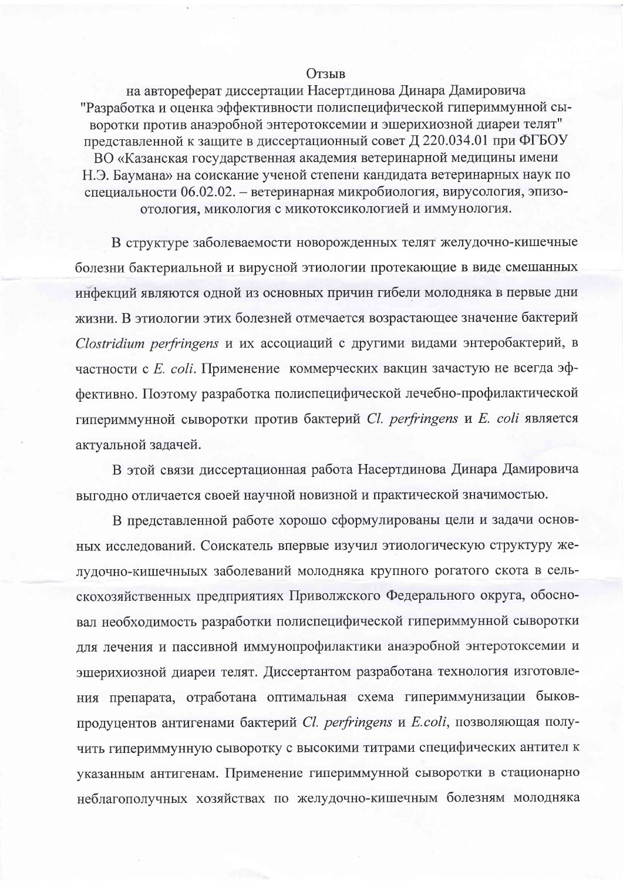Отзыв

на автореферат диссертации Насертдинова Динара Дамировича "Разработка и оценка эффективности полиспецифической гипериммунной сыворотки против анаэробной энтеротоксемии и эшерихиозной диареи телят" представленной к защите в диссертационный совет Д 220.034.01 при ФГБОУ ВО «Казанская государственная академия ветеринарной медицины имени Н.Э. Баумана» на соискание ученой степени кандидата ветеринарных наук по специальности 06.02.02. – ветеринарная микробиология, вирусология, эпизоотология, микология с микотоксикологией и иммунология.

В структуре заболеваемости новорожденных телят желудочно-кишечные болезни бактериальной и вирусной этиологии протекающие в виде смешанных инфекций являются одной из основных причин гибели молодняка в первые дни жизни. В этиологии этих болезней отмечается возрастающее значение бактерий *Clostridium perfringens* и их ассоциаций с другими видами энтеробактерий, в частности с *E. coli*. Применение коммерческих вакцин зачастую не всегда эффективно. Поэтому разработка полиспецифической лечебно-профилактической гипериммунной сыворотки против бактерий *Cl. perfringens* и *E. coli* является актуальной задачей.

В этой связи диссертационная работа Насертдинова Динара Дамировича выгодно отличается своей научной новизной и практической значимостью.

В представленной работе хорошо сформулированы цели и задачи основных исследований. Соискатель впервые изучил этиологическую структуру желудочно-кишечныых заболеваний молодняка крупного рогатого скота в сельскохозяйственных предприятиях Приволжского Федерального округа, обосновал необходимость разработки полиспецифической гипериммунной сыворотки для лечения и пассивной иммунопрофилактики анаэробной энтеротоксемии и эшерихиозной диареи телят. Диссертантом разработана технология изготовления препарата, отработана оптимальная схема гипериммунизации быков-продуцентов антигенами бактерий *Cl. perfringens* и *E.coli*, позволяющая получить гипериммунную сыворотку с высокими титрами специфических антител к указанным антигенам. Применение гипериммунной сыворотки в стационарно неблагополучных хозяйствах по желудочно-кишечным болезням молодняка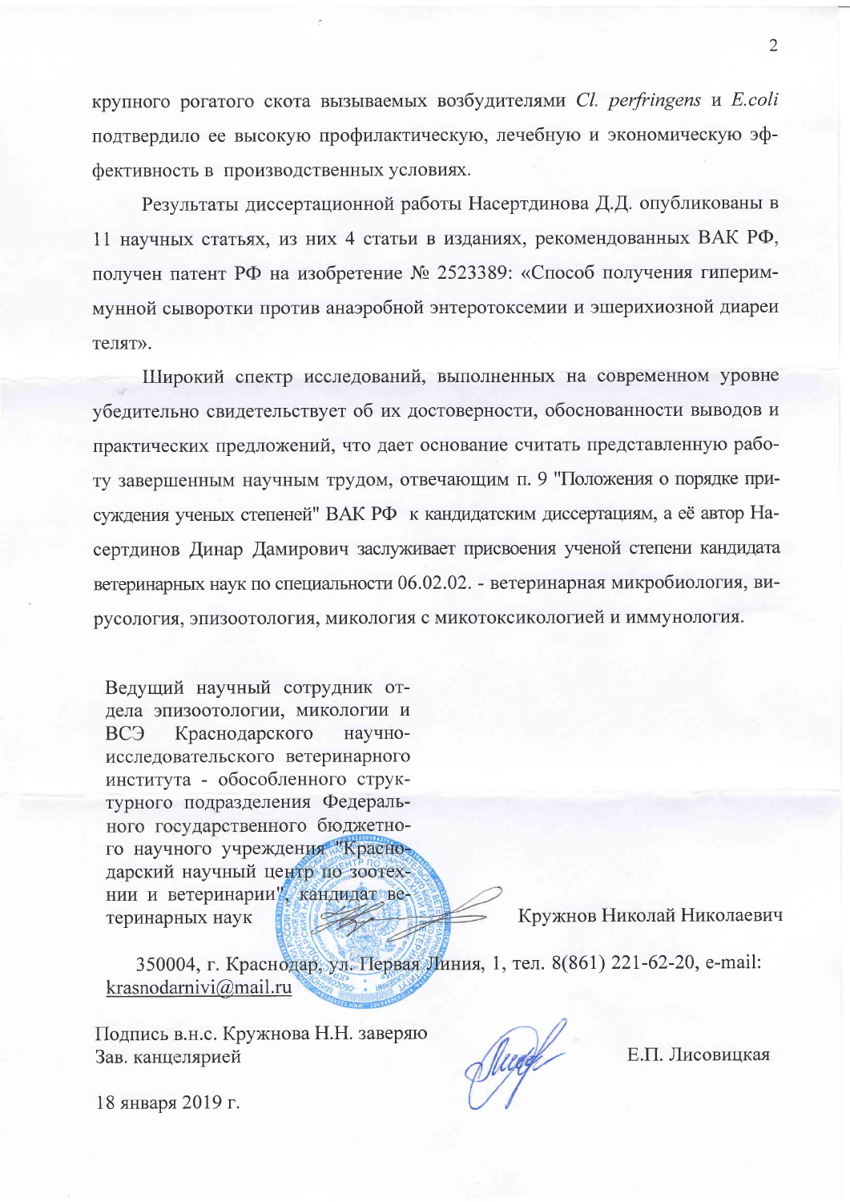крупного рогатого скота вызываемых возбудителями *Cl. perfringens* и *E.coli* подтвердило ее высокую профилактическую, лечебную и экономическую эффективность в производственных условиях.

Результаты диссертационной работы Насертдинова Д.Д. опубликованы в 11 научных статьях, из них 4 статьи в изданиях, рекомендованных ВАК РФ, получен патент РФ на изобретение № 2523389: «Способ получения гипериммунной сыворотки против анаэробной энтеротоксемии и эшерихиозной диареи телят».

Широкий спектр исследований, выполненных на современном уровне убедительно свидетельствует об их достоверности, обоснованности выводов и практических предложений, что дает основание считать представленную работу завершенным научным трудом, отвечающим п. 9 "Положения о порядке присуждения ученых степеней" ВАК РФ к кандидатским диссертациям, а её автор Насертдинов Динар Дамирович заслуживает присвоения ученой степени кандидата ветеринарных наук по специальности 06.02.02. - ветеринарная микробиология, вирусология, эпизоотология, микология с микотоксикологией и иммунология.

Ведущий научный сотрудник отдела эпизоотологии, микологии и ВСЭ Краснодарского научно-исследовательского ветеринарного института - обособленного структурного подразделения Федерального государственного бюджетного научного учреждения "Краснодарский научный центр по зоотехнии и ветеринарии", кандидат ветеринарных наук — Кружнов Николай Николаевич

350004, г. Краснодар, ул. Первая Линия, 1, тел. 8(861) 221-62-20, e-mail: krasnodarnivi@mail.ru

Подпись в.н.с. Кружнова Н.Н. заверяю
Зав. канцелярией — Е.П. Лисовицкая

18 января 2019 г.